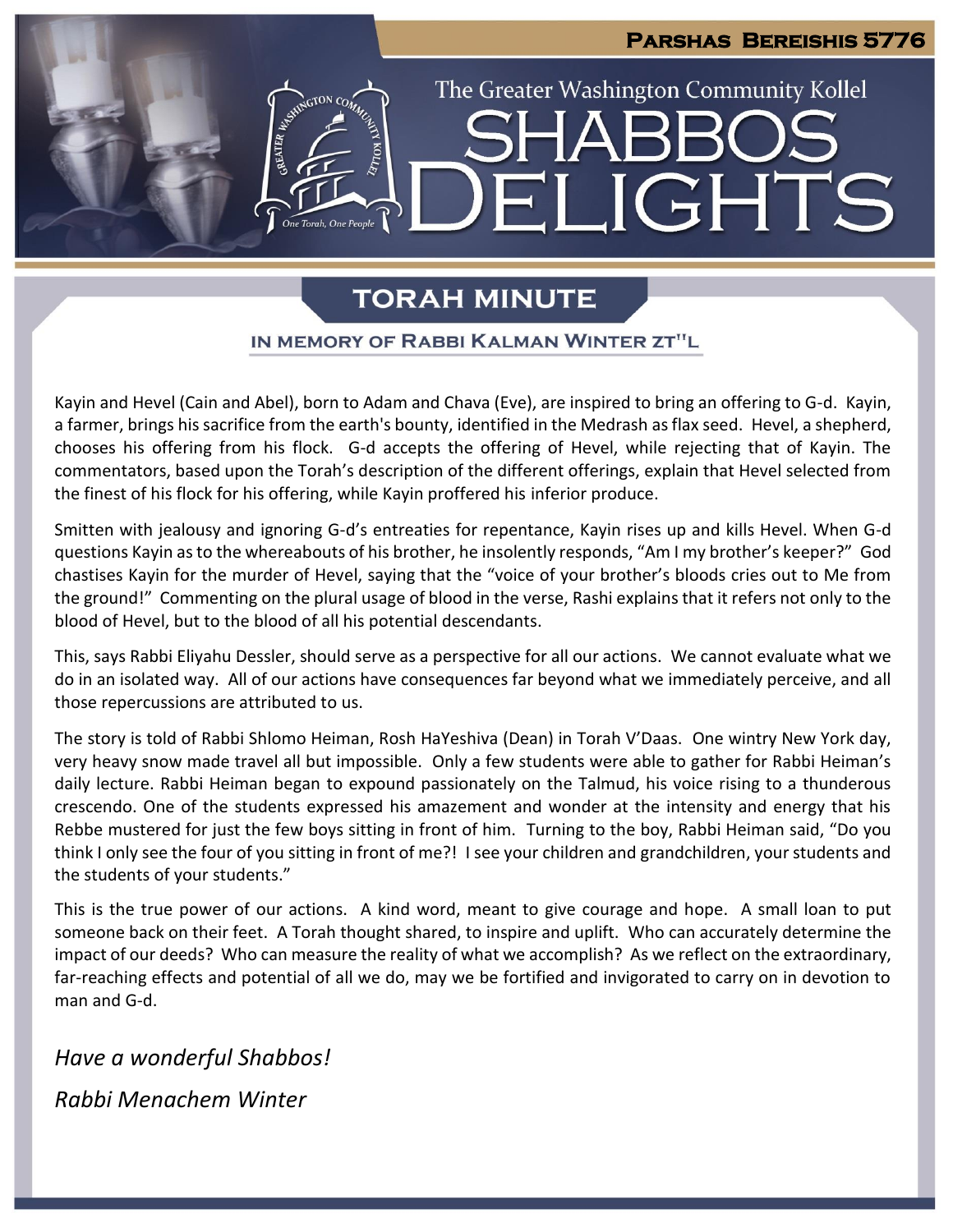# Parshas Bereishis 5776

The Greater Washington Community Kollel

# SHABBOS DELIGHTS

## TORAH MINUTE

### IN MEMORY OF RABBI KALMAN WINTER ZT"L

Kayin and Hevel (Cain and Abel), born to Adam and Chava (Eve), are inspired to bring an offering to G-d. Kayin, a farmer, brings his sacrifice from the earth's bounty, identified in the Medrash as flax seed. Hevel, a shepherd, chooses his offering from his flock. G-d accepts the offering of Hevel, while rejecting that of Kayin. The commentators, based upon the Torah's description of the different offerings, explain that Hevel selected from the finest of his flock for his offering, while Kayin proffered his inferior produce.

Smitten with jealousy and ignoring G-d's entreaties for repentance, Kayin rises up and kills Hevel. When G-d questions Kayin as to the whereabouts of his brother, he insolently responds, "Am I my brother's keeper?" God chastises Kayin for the murder of Hevel, saying that the "voice of your brother's bloods cries out to Me from the ground!" Commenting on the plural usage of blood in the verse, Rashi explains that it refers not only to the blood of Hevel, but to the blood of all his potential descendants.

This, says Rabbi Eliyahu Dessler, should serve as a perspective for all our actions. We cannot evaluate what we do in an isolated way. All of our actions have consequences far beyond what we immediately perceive, and all those repercussions are attributed to us.

The story is told of Rabbi Shlomo Heiman, Rosh HaYeshiva (Dean) in Torah V'Daas. One wintry New York day, very heavy snow made travel all but impossible. Only a few students were able to gather for Rabbi Heiman's daily lecture. Rabbi Heiman began to expound passionately on the Talmud, his voice rising to a thunderous crescendo. One of the students expressed his amazement and wonder at the intensity and energy that his Rebbe mustered for just the few boys sitting in front of him. Turning to the boy, Rabbi Heiman said, "Do you think I only see the four of you sitting in front of me?! I see your children and grandchildren, your students and the students of your students."

This is the true power of our actions. A kind word, meant to give courage and hope. A small loan to put someone back on their feet. A Torah thought shared, to inspire and uplift. Who can accurately determine the impact of our deeds? Who can measure the reality of what we accomplish? As we reflect on the extraordinary, far-reaching effects and potential of all we do, may we be fortified and invigorated to carry on in devotion to man and G-d.

*Have a wonderful Shabbos!*

*Rabbi Menachem Winter*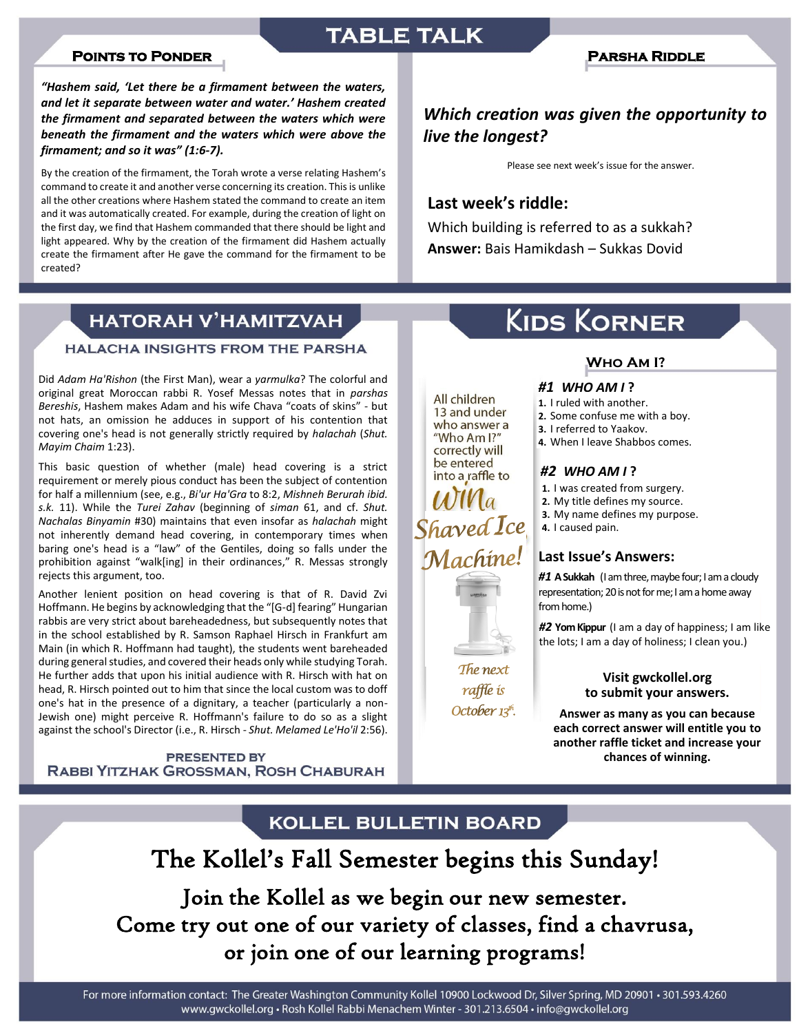# TABLE TALK

## Points to Ponder

***"Hashem said, 'Let there be a firmament between the waters, and let it separate between water and water.' Hashem created the firmament and separated between the waters which were beneath the firmament and the waters which were above the firmament; and so it was" (1:6-7).***

By the creation of the firmament, the Torah wrote a verse relating Hashem's command to create it and another verse concerning its creation. This is unlike all the other creations where Hashem stated the command to create an item and it was automatically created. For example, during the creation of light on the first day, we find that Hashem commanded that there should be light and light appeared. Why by the creation of the firmament did Hashem actually create the firmament after He gave the command for the firmament to be created?

## Parsha Riddle

***Which creation was given the opportunity to live the longest?***

Please see next week's issue for the answer.

**Last week's riddle:**

Which building is referred to as a sukkah?

**Answer:** Bais Hamikdash – Sukkas Dovid

# HATORAH V'HAMITZVAH

## HALACHA INSIGHTS FROM THE PARSHA

Did *Adam Ha'Rishon* (the First Man), wear a *yarmulka*? The colorful and original great Moroccan rabbi R. Yosef Messas notes that in *parshas Bereshis*, Hashem makes Adam and his wife Chava "coats of skins" - but not hats, an omission he adduces in support of his contention that covering one's head is not generally strictly required by *halachah* (*Shut. Mayim Chaim* 1:23).

This basic question of whether (male) head covering is a strict requirement or merely pious conduct has been the subject of contention for half a millennium (see, e.g., *Bi'ur Ha'Gra* to 8:2, *Mishneh Berurah ibid. s.k.* 11). While the *Turei Zahav* (beginning of *siman* 61, and cf. *Shut. Nachalas Binyamin* #30) maintains that even insofar as *halachah* might not inherently demand head covering, in contemporary times when baring one's head is a "law" of the Gentiles, doing so falls under the prohibition against "walk[ing] in their ordinances," R. Messas strongly rejects this argument, too.

Another lenient position on head covering is that of R. David Zvi Hoffmann. He begins by acknowledging that the "[G-d] fearing" Hungarian rabbis are very strict about bareheadedness, but subsequently notes that in the school established by R. Samson Raphael Hirsch in Frankfurt am Main (in which R. Hoffmann had taught), the students went bareheaded during general studies, and covered their heads only while studying Torah. He further adds that upon his initial audience with R. Hirsch with hat on head, R. Hirsch pointed out to him that since the local custom was to doff one's hat in the presence of a dignitary, a teacher (particularly a non-Jewish one) might perceive R. Hoffmann's failure to do so as a slight against the school's Director (i.e., R. Hirsch - *Shut. Melamed Le'Ho'il* 2:56).

PRESENTED BY
RABBI YITZHAK GROSSMAN, ROSH CHABURAH

# Kids Korner

All children 13 and under who answer a "Who Am I?" correctly will be entered into a raffle to win a Shaved Ice Machine!

The next raffle is October 13th.

## Who Am I?

### #1 WHO AM I ?

1. I ruled with another.
2. Some confuse me with a boy.
3. I referred to Yaakov.
4. When I leave Shabbos comes.

### #2 WHO AM I ?

1. I was created from surgery.
2. My title defines my source.
3. My name defines my purpose.
4. I caused pain.

### Last Issue's Answers:

***#1* A Sukkah** (I am three, maybe four; I am a cloudy representation; 20 is not for me; I am a home away from home.)

***#2* Yom Kippur** (I am a day of happiness; I am like the lots; I am a day of holiness; I clean you.)

**Visit gwckollel.org to submit your answers.**

**Answer as many as you can because each correct answer will entitle you to another raffle ticket and increase your chances of winning.**

# KOLLEL BULLETIN BOARD

## The Kollel's Fall Semester begins this Sunday!

Join the Kollel as we begin our new semester.
Come try out one of our variety of classes, find a chavrusa, or join one of our learning programs!

For more information contact: The Greater Washington Community Kollel 10900 Lockwood Dr, Silver Spring, MD 20901 • 301.593.4260
www.gwckollel.org • Rosh Kollel Rabbi Menachem Winter - 301.213.6504 • info@gwckollel.org